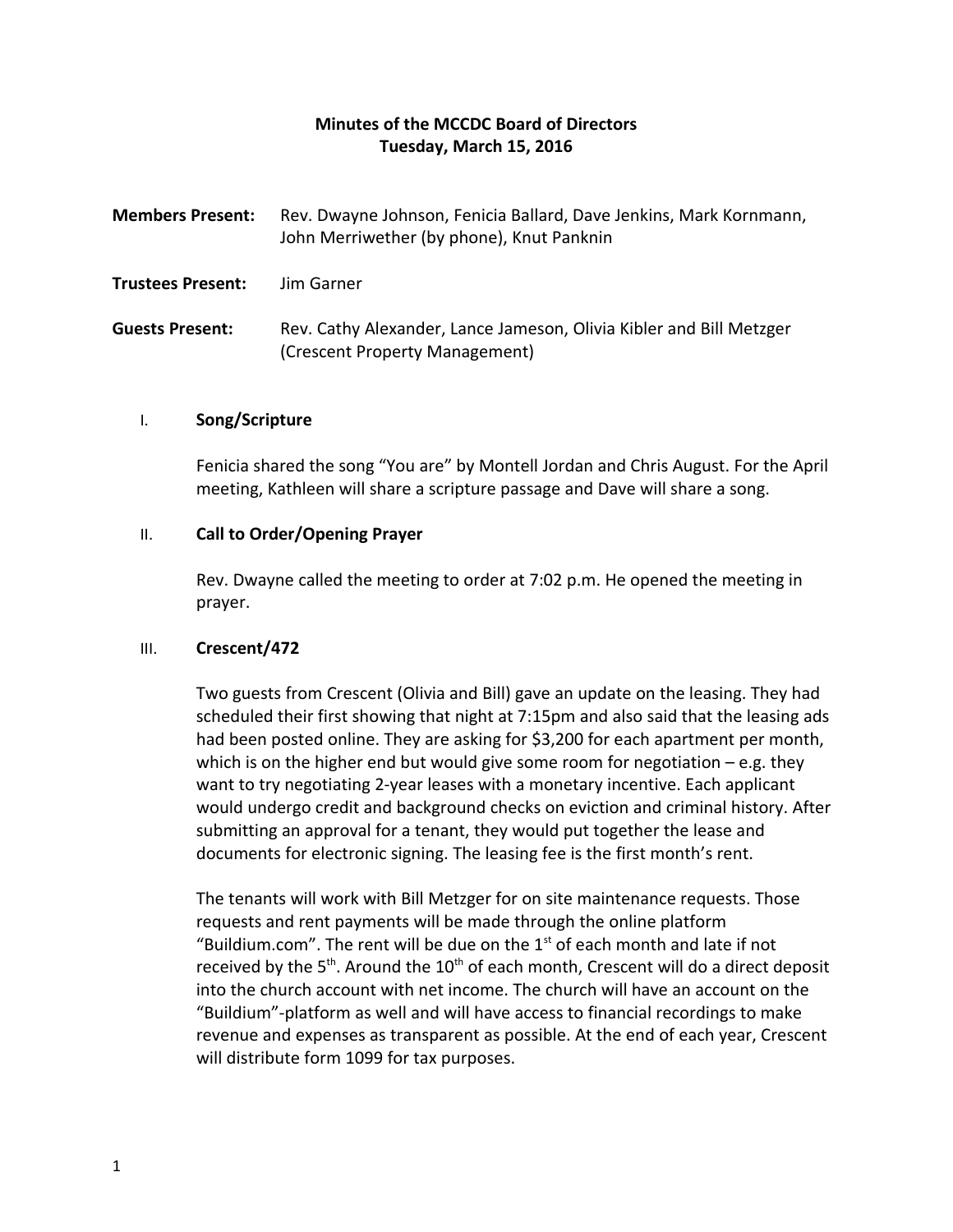# Minutes of the MCCDC Board of Directors
## Tuesday, March 15, 2016

**Members Present:** Rev. Dwayne Johnson, Fenicia Ballard, Dave Jenkins, Mark Kornmann, John Merriwether (by phone), Knut Panknin

**Trustees Present:** Jim Garner

**Guests Present:** Rev. Cathy Alexander, Lance Jameson, Olivia Kibler and Bill Metzger (Crescent Property Management)

I. **Song/Scripture**

Fenicia shared the song "You are" by Montell Jordan and Chris August. For the April meeting, Kathleen will share a scripture passage and Dave will share a song.

II. **Call to Order/Opening Prayer**

Rev. Dwayne called the meeting to order at 7:02 p.m. He opened the meeting in prayer.

III. **Crescent/472**

Two guests from Crescent (Olivia and Bill) gave an update on the leasing. They had scheduled their first showing that night at 7:15pm and also said that the leasing ads had been posted online. They are asking for $3,200 for each apartment per month, which is on the higher end but would give some room for negotiation – e.g. they want to try negotiating 2-year leases with a monetary incentive. Each applicant would undergo credit and background checks on eviction and criminal history. After submitting an approval for a tenant, they would put together the lease and documents for electronic signing. The leasing fee is the first month's rent.

The tenants will work with Bill Metzger for on site maintenance requests. Those requests and rent payments will be made through the online platform "Buildium.com". The rent will be due on the 1st of each month and late if not received by the 5th. Around the 10th of each month, Crescent will do a direct deposit into the church account with net income. The church will have an account on the "Buildium"-platform as well and will have access to financial recordings to make revenue and expenses as transparent as possible. At the end of each year, Crescent will distribute form 1099 for tax purposes.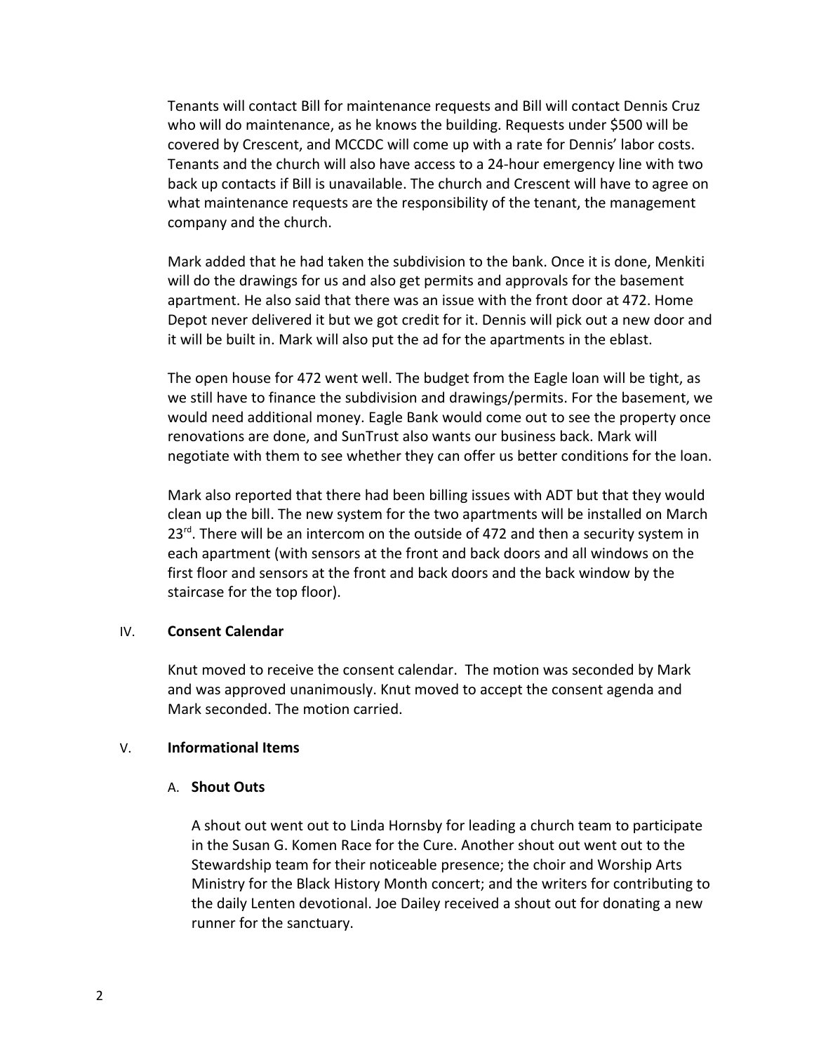Tenants will contact Bill for maintenance requests and Bill will contact Dennis Cruz who will do maintenance, as he knows the building. Requests under $500 will be covered by Crescent, and MCCDC will come up with a rate for Dennis' labor costs. Tenants and the church will also have access to a 24-hour emergency line with two back up contacts if Bill is unavailable. The church and Crescent will have to agree on what maintenance requests are the responsibility of the tenant, the management company and the church.

Mark added that he had taken the subdivision to the bank. Once it is done, Menkiti will do the drawings for us and also get permits and approvals for the basement apartment. He also said that there was an issue with the front door at 472. Home Depot never delivered it but we got credit for it. Dennis will pick out a new door and it will be built in. Mark will also put the ad for the apartments in the eblast.

The open house for 472 went well. The budget from the Eagle loan will be tight, as we still have to finance the subdivision and drawings/permits. For the basement, we would need additional money. Eagle Bank would come out to see the property once renovations are done, and SunTrust also wants our business back. Mark will negotiate with them to see whether they can offer us better conditions for the loan.

Mark also reported that there had been billing issues with ADT but that they would clean up the bill. The new system for the two apartments will be installed on March 23rd. There will be an intercom on the outside of 472 and then a security system in each apartment (with sensors at the front and back doors and all windows on the first floor and sensors at the front and back doors and the back window by the staircase for the top floor).

## IV. **Consent Calendar**

Knut moved to receive the consent calendar. The motion was seconded by Mark and was approved unanimously. Knut moved to accept the consent agenda and Mark seconded. The motion carried.

## V. **Informational Items**

### A. **Shout Outs**

A shout out went out to Linda Hornsby for leading a church team to participate in the Susan G. Komen Race for the Cure. Another shout out went out to the Stewardship team for their noticeable presence; the choir and Worship Arts Ministry for the Black History Month concert; and the writers for contributing to the daily Lenten devotional. Joe Dailey received a shout out for donating a new runner for the sanctuary.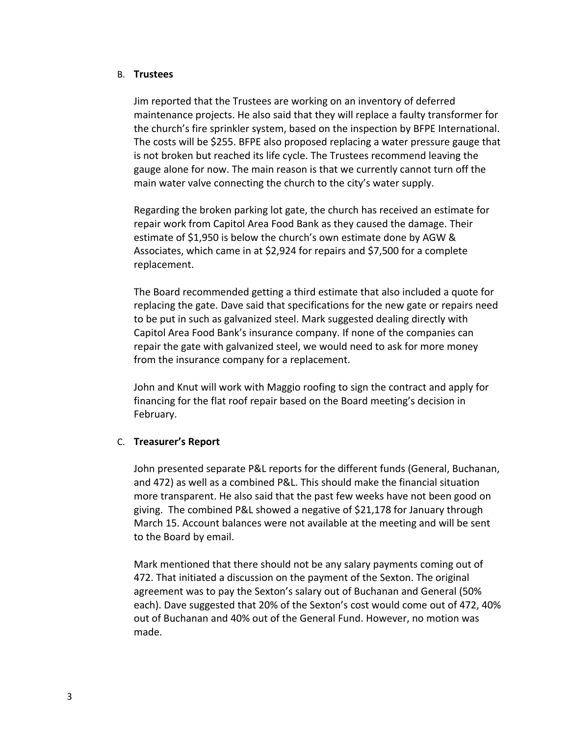## B. **Trustees**

Jim reported that the Trustees are working on an inventory of deferred maintenance projects. He also said that they will replace a faulty transformer for the church's fire sprinkler system, based on the inspection by BFPE International. The costs will be $255. BFPE also proposed replacing a water pressure gauge that is not broken but reached its life cycle. The Trustees recommend leaving the gauge alone for now. The main reason is that we currently cannot turn off the main water valve connecting the church to the city's water supply.

Regarding the broken parking lot gate, the church has received an estimate for repair work from Capitol Area Food Bank as they caused the damage. Their estimate of $1,950 is below the church's own estimate done by AGW & Associates, which came in at $2,924 for repairs and $7,500 for a complete replacement.

The Board recommended getting a third estimate that also included a quote for replacing the gate. Dave said that specifications for the new gate or repairs need to be put in such as galvanized steel. Mark suggested dealing directly with Capitol Area Food Bank's insurance company. If none of the companies can repair the gate with galvanized steel, we would need to ask for more money from the insurance company for a replacement.

John and Knut will work with Maggio roofing to sign the contract and apply for financing for the flat roof repair based on the Board meeting's decision in February.

## C. **Treasurer's Report**

John presented separate P&L reports for the different funds (General, Buchanan, and 472) as well as a combined P&L. This should make the financial situation more transparent. He also said that the past few weeks have not been good on giving. The combined P&L showed a negative of $21,178 for January through March 15. Account balances were not available at the meeting and will be sent to the Board by email.

Mark mentioned that there should not be any salary payments coming out of 472. That initiated a discussion on the payment of the Sexton. The original agreement was to pay the Sexton's salary out of Buchanan and General (50% each). Dave suggested that 20% of the Sexton's cost would come out of 472, 40% out of Buchanan and 40% out of the General Fund. However, no motion was made.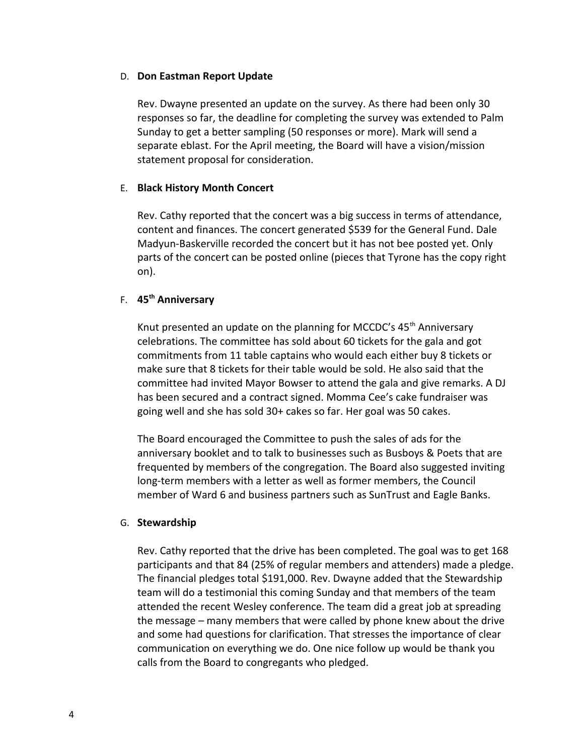D. **Don Eastman Report Update**

Rev. Dwayne presented an update on the survey. As there had been only 30 responses so far, the deadline for completing the survey was extended to Palm Sunday to get a better sampling (50 responses or more). Mark will send a separate eblast. For the April meeting, the Board will have a vision/mission statement proposal for consideration.

E. **Black History Month Concert**

Rev. Cathy reported that the concert was a big success in terms of attendance, content and finances. The concert generated $539 for the General Fund. Dale Madyun-Baskerville recorded the concert but it has not bee posted yet. Only parts of the concert can be posted online (pieces that Tyrone has the copy right on).

F. **45th Anniversary**

Knut presented an update on the planning for MCCDC's 45th Anniversary celebrations. The committee has sold about 60 tickets for the gala and got commitments from 11 table captains who would each either buy 8 tickets or make sure that 8 tickets for their table would be sold. He also said that the committee had invited Mayor Bowser to attend the gala and give remarks. A DJ has been secured and a contract signed. Momma Cee's cake fundraiser was going well and she has sold 30+ cakes so far. Her goal was 50 cakes.

The Board encouraged the Committee to push the sales of ads for the anniversary booklet and to talk to businesses such as Busboys & Poets that are frequented by members of the congregation. The Board also suggested inviting long-term members with a letter as well as former members, the Council member of Ward 6 and business partners such as SunTrust and Eagle Banks.

G. **Stewardship**

Rev. Cathy reported that the drive has been completed. The goal was to get 168 participants and that 84 (25% of regular members and attenders) made a pledge. The financial pledges total $191,000. Rev. Dwayne added that the Stewardship team will do a testimonial this coming Sunday and that members of the team attended the recent Wesley conference. The team did a great job at spreading the message – many members that were called by phone knew about the drive and some had questions for clarification. That stresses the importance of clear communication on everything we do. One nice follow up would be thank you calls from the Board to congregants who pledged.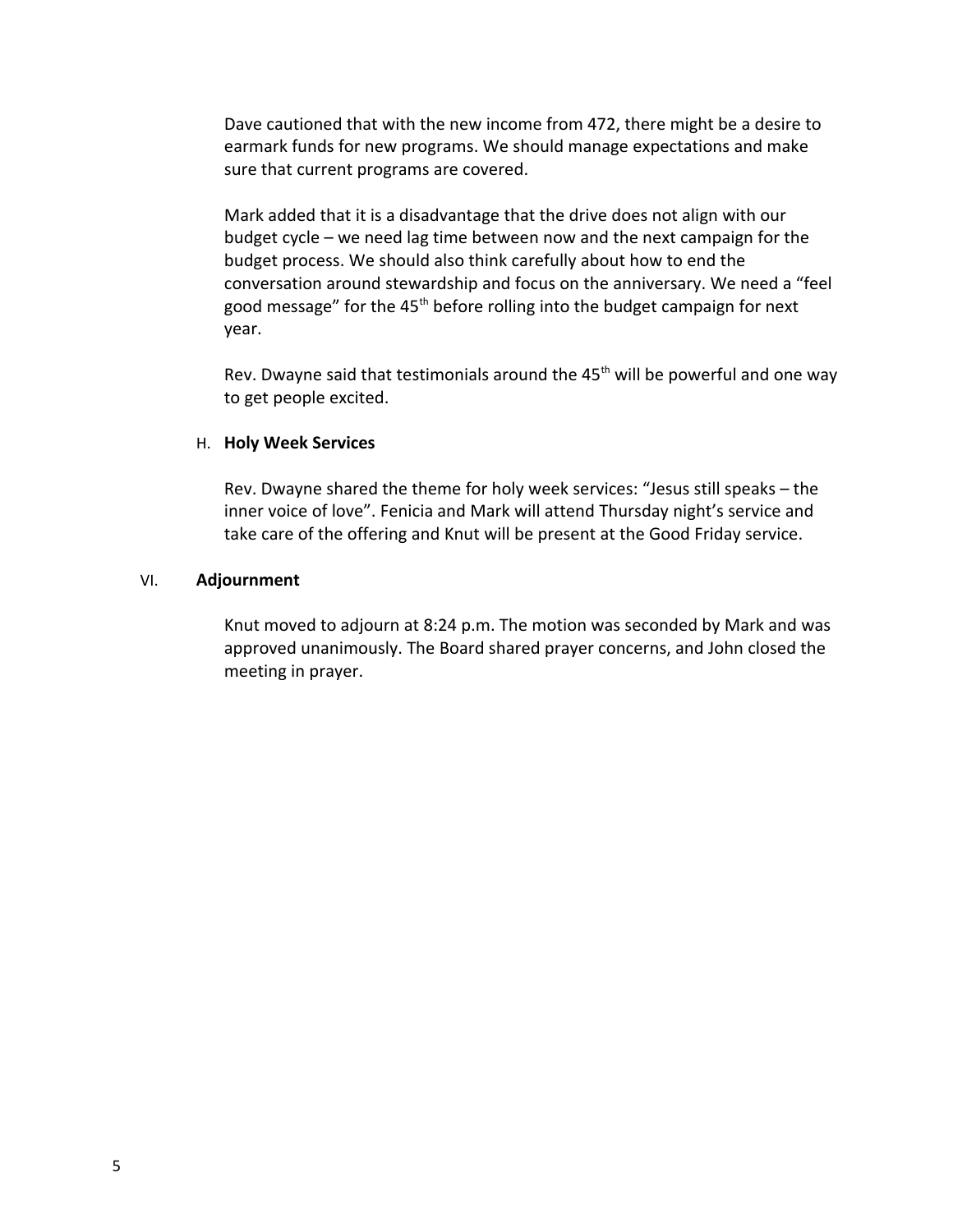Dave cautioned that with the new income from 472, there might be a desire to earmark funds for new programs. We should manage expectations and make sure that current programs are covered.

Mark added that it is a disadvantage that the drive does not align with our budget cycle – we need lag time between now and the next campaign for the budget process. We should also think carefully about how to end the conversation around stewardship and focus on the anniversary. We need a "feel good message" for the 45$^{th}$ before rolling into the budget campaign for next year.

Rev. Dwayne said that testimonials around the 45$^{th}$ will be powerful and one way to get people excited.

### H. Holy Week Services

Rev. Dwayne shared the theme for holy week services: "Jesus still speaks – the inner voice of love". Fenicia and Mark will attend Thursday night's service and take care of the offering and Knut will be present at the Good Friday service.

## VI. Adjournment

Knut moved to adjourn at 8:24 p.m. The motion was seconded by Mark and was approved unanimously. The Board shared prayer concerns, and John closed the meeting in prayer.